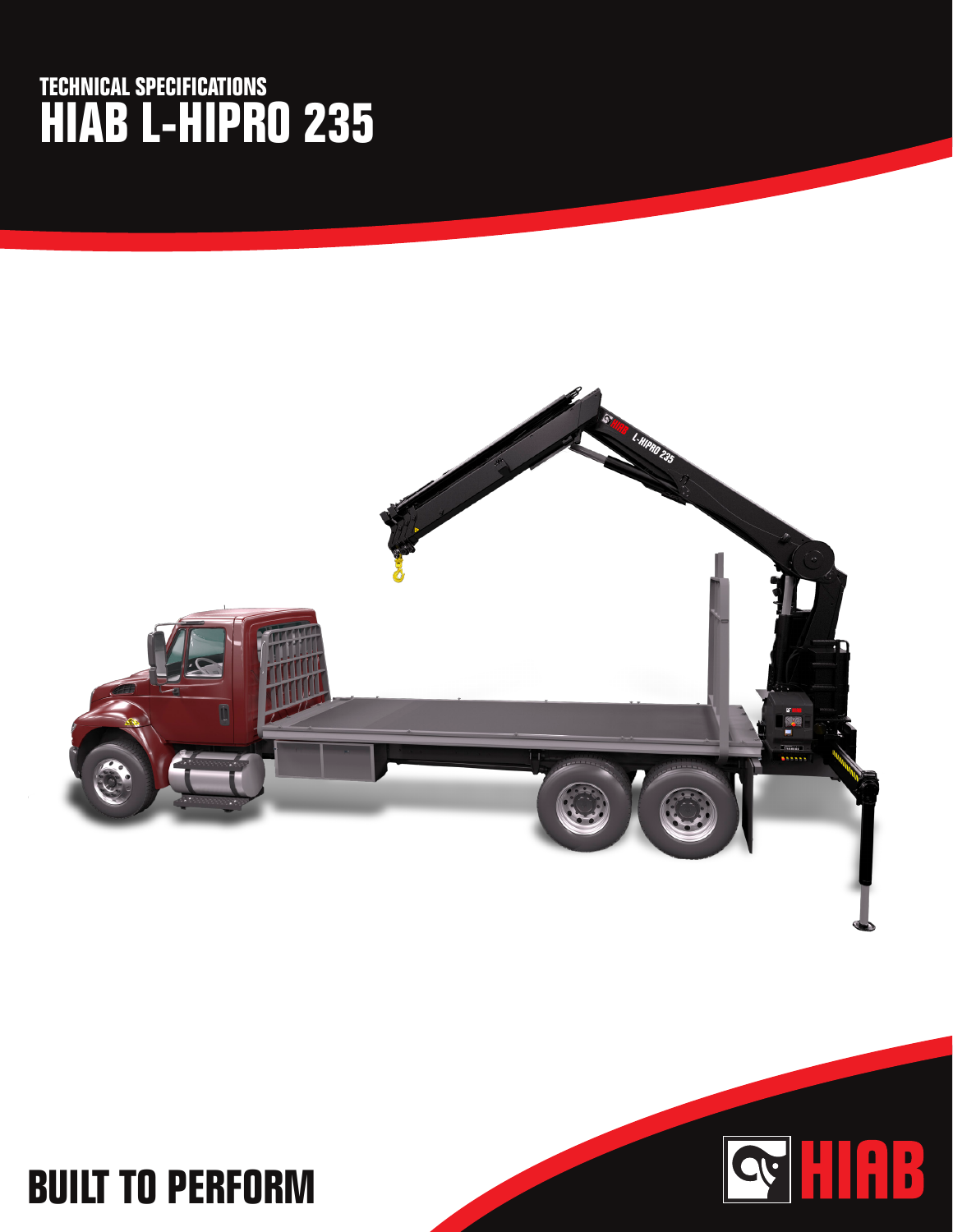TECHNICAL SPECIFICATIONS

# HIAB L-HIPRO 235

BUILT TO PERFORM

HIAB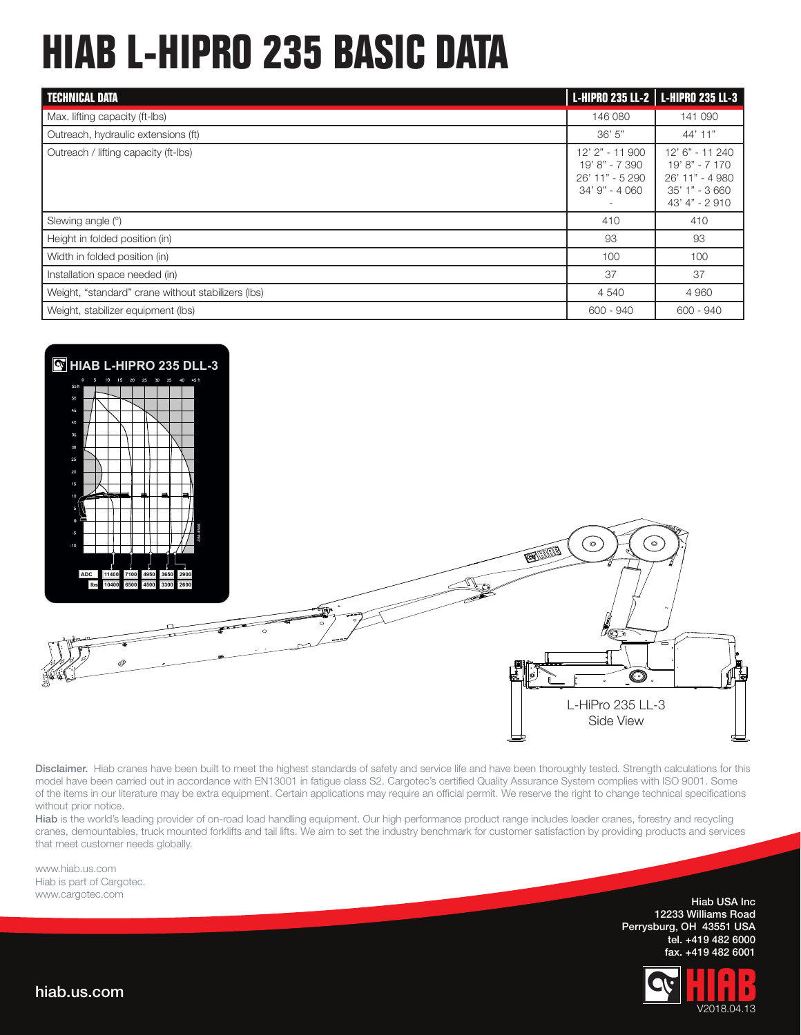# HIAB L-HIPRO 235 BASIC DATA

| TECHNICAL DATA | L-HIPRO 235 LL-2 | L-HIPRO 235 LL-3 |
|---|---|---|
| Max. lifting capacity (ft-lbs) | 146 080 | 141 090 |
| Outreach, hydraulic extensions (ft) | 36' 5" | 44' 11" |
| Outreach / lifting capacity (ft-lbs) | 12' 2" - 11 900<br>19' 8" - 7 390<br>26' 11" - 5 290<br>34' 9" - 4 060<br>- | 12' 6" - 11 240<br>19' 8" - 7 170<br>26' 11" - 4 980<br>35' 1" - 3 660<br>43' 4" - 2 910 |
| Slewing angle (°) | 410 | 410 |
| Height in folded position (in) | 93 | 93 |
| Width in folded position (in) | 100 | 100 |
| Installation space needed (in) | 37 | 37 |
| Weight, "standard" crane without stabilizers (lbs) | 4 540 | 4 960 |
| Weight, stabilizer equipment (lbs) | 600 - 940 | 600 - 940 |

HIAB L-HIPRO 235 DLL-3

0 5 10 15 20 25 30 35 40 45 ft

55 ft 50 45 40 35 30 25 20 15 10 5 0 -5 -10

ADC 11400 7100 4950 3650 2900

lbs 10400 6500 4500 3300 2600

L-HiPro 235 LL-3
Side View

**Disclaimer.** Hiab cranes have been built to meet the highest standards of safety and service life and have been thoroughly tested. Strength calculations for this model have been carried out in accordance with EN13001 in fatigue class S2. Cargotec's certified Quality Assurance System complies with ISO 9001. Some of the items in our literature may be extra equipment. Certain applications may require an official permit. We reserve the right to change technical specifications without prior notice.

**Hiab** is the world's leading provider of on-road load handling equipment. Our high performance product range includes loader cranes, forestry and recycling cranes, demountables, truck mounted forklifts and tail lifts. We aim to set the industry benchmark for customer satisfaction by providing products and services that meet customer needs globally.

www.hiab.us.com
Hiab is part of Cargotec.
www.cargotec.com

**Hiab USA Inc**
**12233 Williams Road**
**Perrysburg, OH 43551 USA**
**tel. +419 482 6000**
**fax. +419 482 6001**

hiab.us.com

V2018.04.13